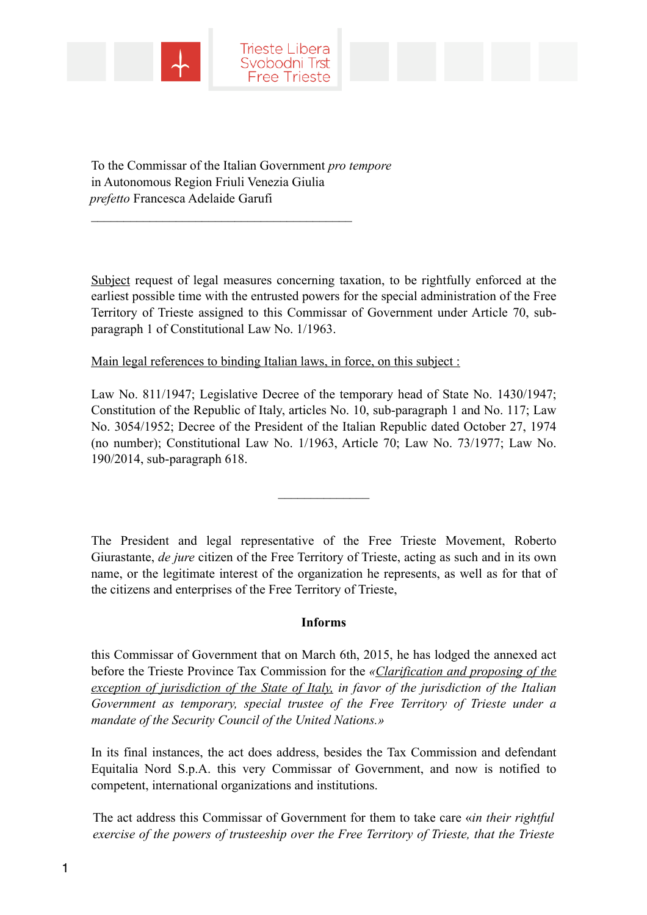Trieste Libera
Svobodni Trst
Free Trieste

To the Commissar of the Italian Government *pro tempore*
in Autonomous Region Friuli Venezia Giulia
*prefetto* Francesca Adelaide Garufi

---

Subject request of legal measures concerning taxation, to be rightfully enforced at the earliest possible time with the entrusted powers for the special administration of the Free Territory of Trieste assigned to this Commissar of Government under Article 70, sub-paragraph 1 of Constitutional Law No. 1/1963.

Main legal references to binding Italian laws, in force, on this subject :

Law No. 811/1947; Legislative Decree of the temporary head of State No. 1430/1947; Constitution of the Republic of Italy, articles No. 10, sub-paragraph 1 and No. 117; Law No. 3054/1952; Decree of the President of the Italian Republic dated October 27, 1974 (no number); Constitutional Law No. 1/1963, Article 70; Law No. 73/1977; Law No. 190/2014, sub-paragraph 618.

---

The President and legal representative of the Free Trieste Movement, Roberto Giurastante, *de jure* citizen of the Free Territory of Trieste, acting as such and in its own name, or the legitimate interest of the organization he represents, as well as for that of the citizens and enterprises of the Free Territory of Trieste,

**Informs**

this Commissar of Government that on March 6th, 2015, he has lodged the annexed act before the Trieste Province Tax Commission for the *«Clarification and proposing of the exception of jurisdiction of the State of Italy, in favor of the jurisdiction of the Italian Government as temporary, special trustee of the Free Territory of Trieste under a mandate of the Security Council of the United Nations.»*

In its final instances, the act does address, besides the Tax Commission and defendant Equitalia Nord S.p.A. this very Commissar of Government, and now is notified to competent, international organizations and institutions.

The act address this Commissar of Government for them to take care *«in their rightful exercise of the powers of trusteeship over the Free Territory of Trieste, that the Trieste*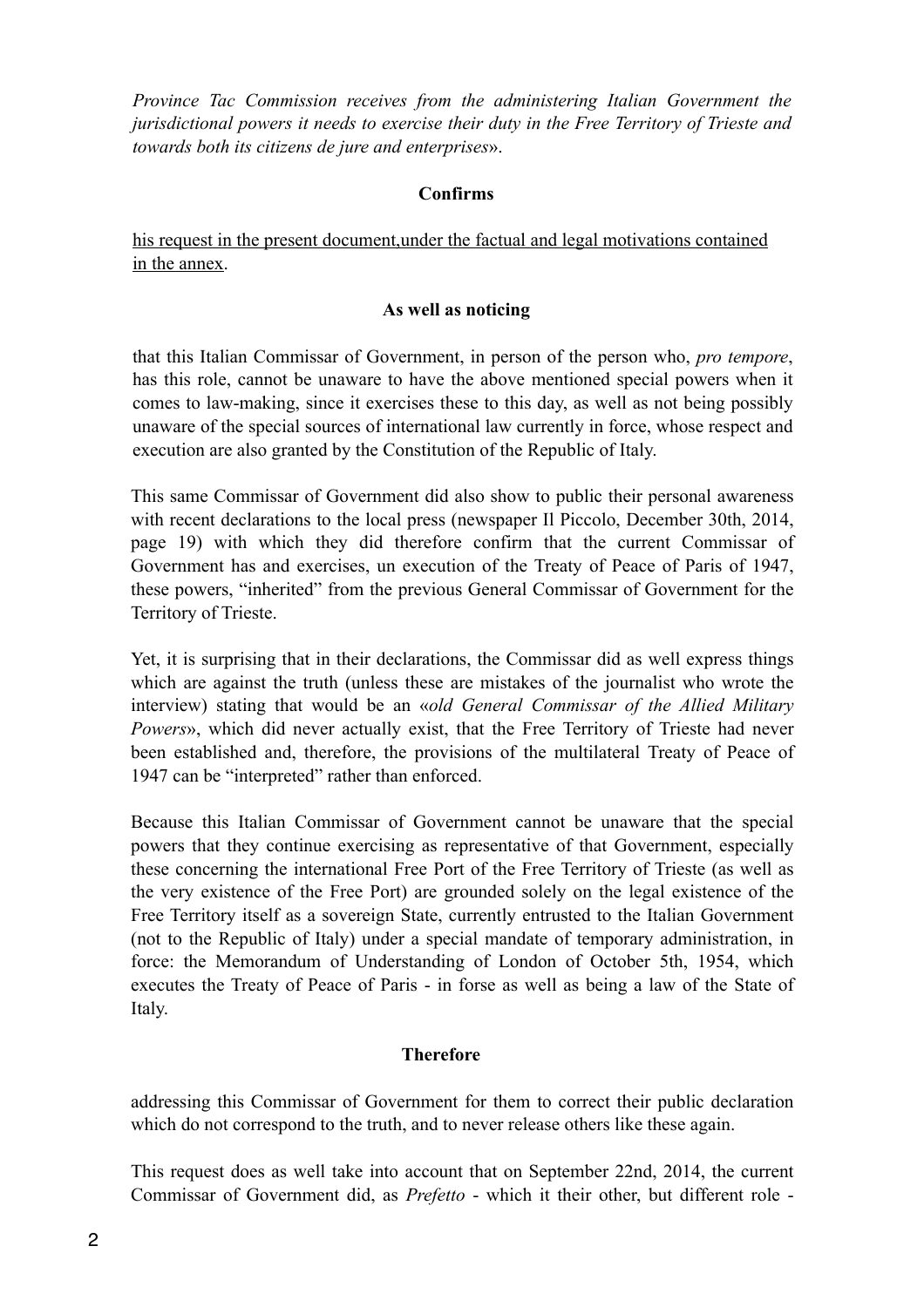*Province Tac Commission receives from the administering Italian Government the jurisdictional powers it needs to exercise their duty in the Free Territory of Trieste and towards both its citizens de jure and enterprises*».

**Confirms**

<u>his request in the present document,under the factual and legal motivations contained in the annex</u>.

**As well as noticing**

that this Italian Commissar of Government, in person of the person who, *pro tempore*, has this role, cannot be unaware to have the above mentioned special powers when it comes to law-making, since it exercises these to this day, as well as not being possibly unaware of the special sources of international law currently in force, whose respect and execution are also granted by the Constitution of the Republic of Italy.

This same Commissar of Government did also show to public their personal awareness with recent declarations to the local press (newspaper Il Piccolo, December 30th, 2014, page 19) with which they did therefore confirm that the current Commissar of Government has and exercises, un execution of the Treaty of Peace of Paris of 1947, these powers, "inherited" from the previous General Commissar of Government for the Territory of Trieste.

Yet, it is surprising that in their declarations, the Commissar did as well express things which are against the truth (unless these are mistakes of the journalist who wrote the interview) stating that would be an «*old General Commissar of the Allied Military Powers*», which did never actually exist, that the Free Territory of Trieste had never been established and, therefore, the provisions of the multilateral Treaty of Peace of 1947 can be "interpreted" rather than enforced.

Because this Italian Commissar of Government cannot be unaware that the special powers that they continue exercising as representative of that Government, especially these concerning the international Free Port of the Free Territory of Trieste (as well as the very existence of the Free Port) are grounded solely on the legal existence of the Free Territory itself as a sovereign State, currently entrusted to the Italian Government (not to the Republic of Italy) under a special mandate of temporary administration, in force: the Memorandum of Understanding of London of October 5th, 1954, which executes the Treaty of Peace of Paris - in forse as well as being a law of the State of Italy.

**Therefore**

addressing this Commissar of Government for them to correct their public declaration which do not correspond to the truth, and to never release others like these again.

This request does as well take into account that on September 22nd, 2014, the current Commissar of Government did, as *Prefetto* - which it their other, but different role -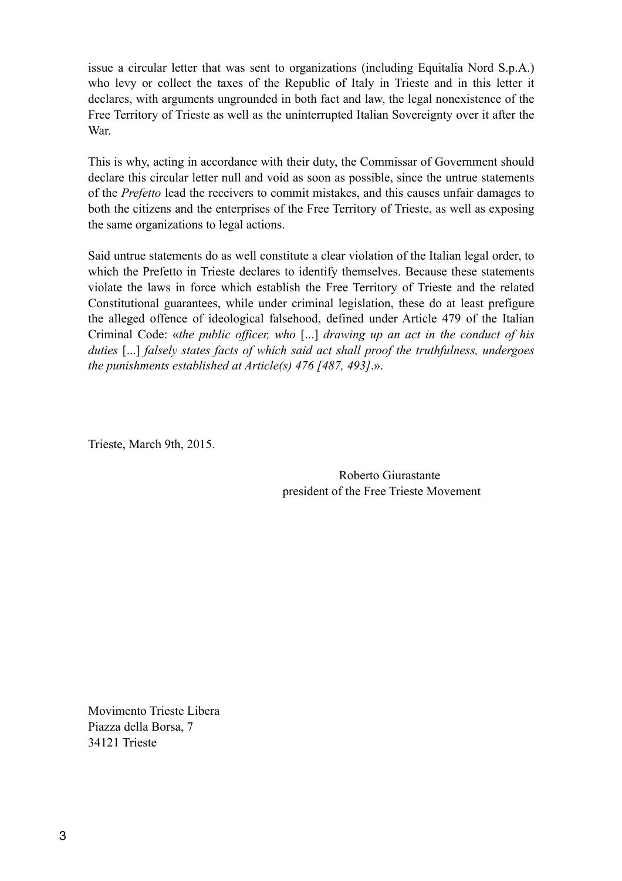issue a circular letter that was sent to organizations (including Equitalia Nord S.p.A.) who levy or collect the taxes of the Republic of Italy in Trieste and in this letter it declares, with arguments ungrounded in both fact and law, the legal nonexistence of the Free Territory of Trieste as well as the uninterrupted Italian Sovereignty over it after the War.

This is why, acting in accordance with their duty, the Commissar of Government should declare this circular letter null and void as soon as possible, since the untrue statements of the *Prefetto* lead the receivers to commit mistakes, and this causes unfair damages to both the citizens and the enterprises of the Free Territory of Trieste, as well as exposing the same organizations to legal actions.

Said untrue statements do as well constitute a clear violation of the Italian legal order, to which the Prefetto in Trieste declares to identify themselves. Because these statements violate the laws in force which establish the Free Territory of Trieste and the related Constitutional guarantees, while under criminal legislation, these do at least prefigure the alleged offence of ideological falsehood, defined under Article 479 of the Italian Criminal Code: «*the public officer, who* [...] *drawing up an act in the conduct of his duties* [...] *falsely states facts of which said act shall proof the truthfulness, undergoes the punishments established at Article(s) 476 [487, 493]*.».

Trieste, March 9th, 2015.

Roberto Giurastante
president of the Free Trieste Movement

Movimento Trieste Libera
Piazza della Borsa, 7
34121 Trieste